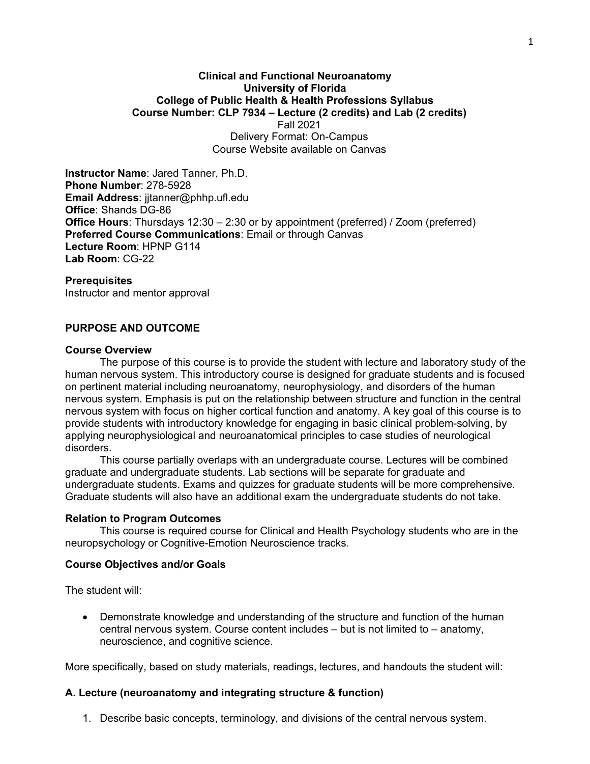# Clinical and Functional Neuroanatomy
## University of Florida
## College of Public Health & Health Professions Syllabus
## Course Number: CLP 7934 – Lecture (2 credits) and Lab (2 credits)

Fall 2021
Delivery Format: On-Campus
Course Website available on Canvas

**Instructor Name**: Jared Tanner, Ph.D.
**Phone Number**: 278-5928
**Email Address**: jjtanner@phhp.ufl.edu
**Office**: Shands DG-86
**Office Hours**: Thursdays 12:30 – 2:30 or by appointment (preferred) / Zoom (preferred)
**Preferred Course Communications**: Email or through Canvas
**Lecture Room**: HPNP G114
**Lab Room**: CG-22

**Prerequisites**
Instructor and mentor approval

## PURPOSE AND OUTCOME

**Course Overview**

The purpose of this course is to provide the student with lecture and laboratory study of the human nervous system. This introductory course is designed for graduate students and is focused on pertinent material including neuroanatomy, neurophysiology, and disorders of the human nervous system. Emphasis is put on the relationship between structure and function in the central nervous system with focus on higher cortical function and anatomy. A key goal of this course is to provide students with introductory knowledge for engaging in basic clinical problem-solving, by applying neurophysiological and neuroanatomical principles to case studies of neurological disorders.

This course partially overlaps with an undergraduate course. Lectures will be combined graduate and undergraduate students. Lab sections will be separate for graduate and undergraduate students. Exams and quizzes for graduate students will be more comprehensive. Graduate students will also have an additional exam the undergraduate students do not take.

**Relation to Program Outcomes**

This course is required course for Clinical and Health Psychology students who are in the neuropsychology or Cognitive-Emotion Neuroscience tracks.

**Course Objectives and/or Goals**

The student will:

- Demonstrate knowledge and understanding of the structure and function of the human central nervous system. Course content includes – but is not limited to – anatomy, neuroscience, and cognitive science.

More specifically, based on study materials, readings, lectures, and handouts the student will:

### A. Lecture (neuroanatomy and integrating structure & function)

1. Describe basic concepts, terminology, and divisions of the central nervous system.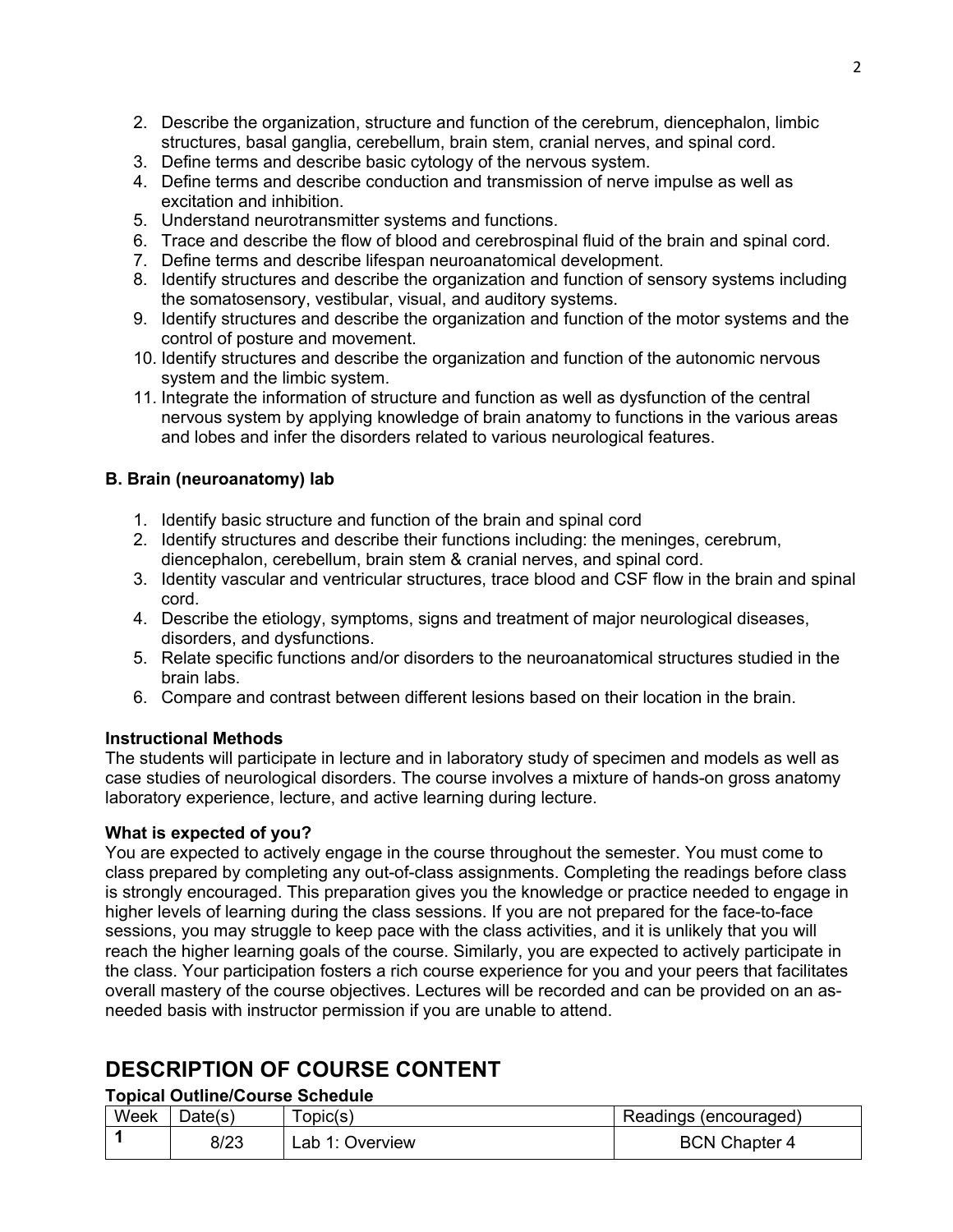2. Describe the organization, structure and function of the cerebrum, diencephalon, limbic structures, basal ganglia, cerebellum, brain stem, cranial nerves, and spinal cord.
3. Define terms and describe basic cytology of the nervous system.
4. Define terms and describe conduction and transmission of nerve impulse as well as excitation and inhibition.
5. Understand neurotransmitter systems and functions.
6. Trace and describe the flow of blood and cerebrospinal fluid of the brain and spinal cord.
7. Define terms and describe lifespan neuroanatomical development.
8. Identify structures and describe the organization and function of sensory systems including the somatosensory, vestibular, visual, and auditory systems.
9. Identify structures and describe the organization and function of the motor systems and the control of posture and movement.
10. Identify structures and describe the organization and function of the autonomic nervous system and the limbic system.
11. Integrate the information of structure and function as well as dysfunction of the central nervous system by applying knowledge of brain anatomy to functions in the various areas and lobes and infer the disorders related to various neurological features.

**B. Brain (neuroanatomy) lab**

1. Identify basic structure and function of the brain and spinal cord
2. Identify structures and describe their functions including: the meninges, cerebrum, diencephalon, cerebellum, brain stem & cranial nerves, and spinal cord.
3. Identity vascular and ventricular structures, trace blood and CSF flow in the brain and spinal cord.
4. Describe the etiology, symptoms, signs and treatment of major neurological diseases, disorders, and dysfunctions.
5. Relate specific functions and/or disorders to the neuroanatomical structures studied in the brain labs.
6. Compare and contrast between different lesions based on their location in the brain.

**Instructional Methods**

The students will participate in lecture and in laboratory study of specimen and models as well as case studies of neurological disorders. The course involves a mixture of hands-on gross anatomy laboratory experience, lecture, and active learning during lecture.

**What is expected of you?**

You are expected to actively engage in the course throughout the semester. You must come to class prepared by completing any out-of-class assignments. Completing the readings before class is strongly encouraged. This preparation gives you the knowledge or practice needed to engage in higher levels of learning during the class sessions. If you are not prepared for the face-to-face sessions, you may struggle to keep pace with the class activities, and it is unlikely that you will reach the higher learning goals of the course. Similarly, you are expected to actively participate in the class. Your participation fosters a rich course experience for you and your peers that facilitates overall mastery of the course objectives. Lectures will be recorded and can be provided on an as-needed basis with instructor permission if you are unable to attend.

## DESCRIPTION OF COURSE CONTENT

**Topical Outline/Course Schedule**

| Week | Date(s) | Topic(s) | Readings (encouraged) |
|---|---|---|---|
| **1** | 8/23 | Lab 1: Overview | BCN Chapter 4 |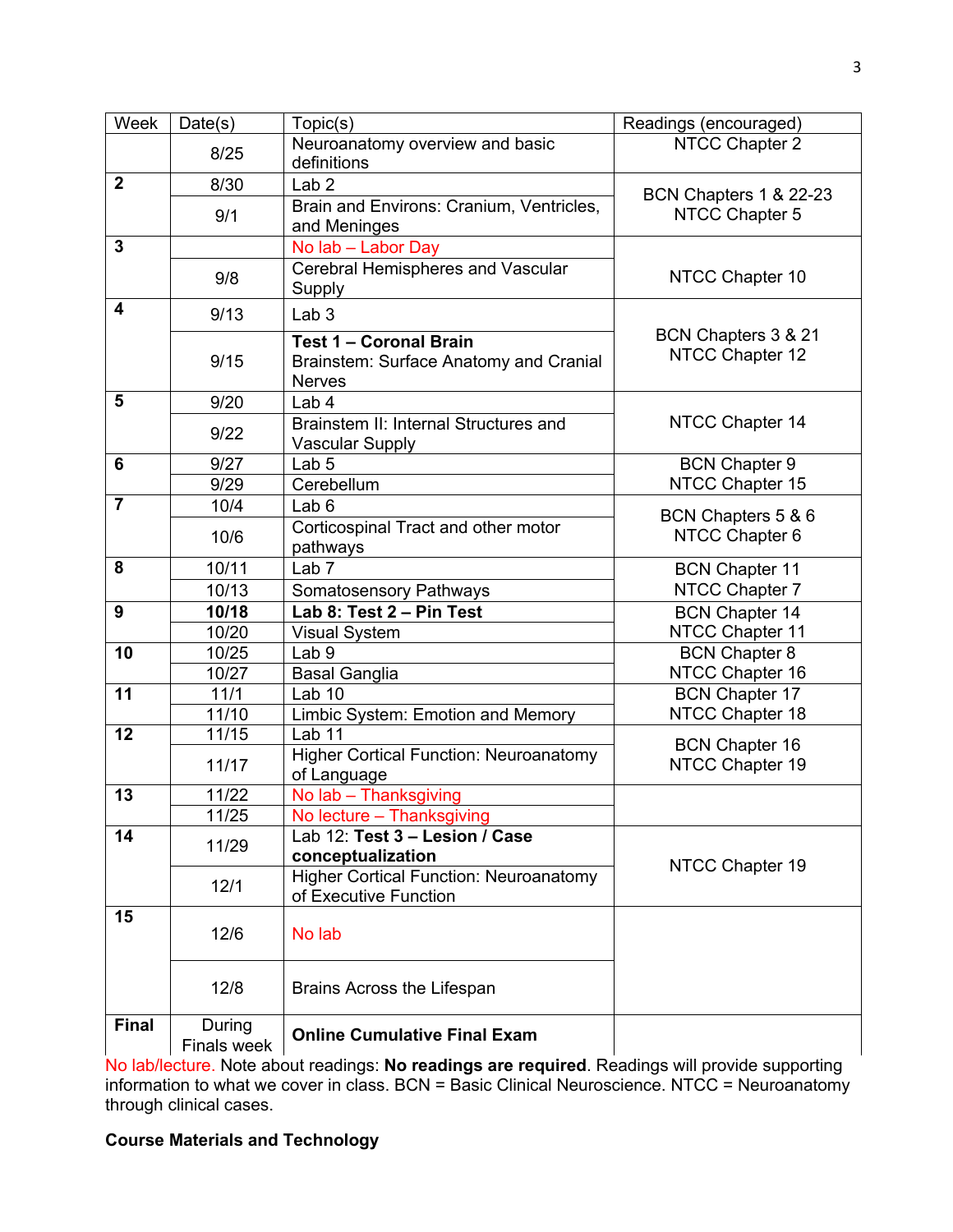| Week | Date(s) | Topic(s) | Readings (encouraged) |
|---|---|---|---|
| | 8/25 | Neuroanatomy overview and basic definitions | NTCC Chapter 2 |
| **2** | 8/30 | Lab 2 | BCN Chapters 1 & 22-23<br>NTCC Chapter 5 |
| | 9/1 | Brain and Environs: Cranium, Ventricles, and Meninges | |
| **3** | | No lab – Labor Day | NTCC Chapter 10 |
| | 9/8 | Cerebral Hemispheres and Vascular Supply | |
| **4** | 9/13 | Lab 3 | BCN Chapters 3 & 21<br>NTCC Chapter 12 |
| | 9/15 | **Test 1 – Coronal Brain**<br>Brainstem: Surface Anatomy and Cranial Nerves | |
| **5** | 9/20 | Lab 4 | NTCC Chapter 14 |
| | 9/22 | Brainstem II: Internal Structures and Vascular Supply | |
| **6** | 9/27 | Lab 5 | BCN Chapter 9<br>NTCC Chapter 15 |
| | 9/29 | Cerebellum | |
| **7** | 10/4 | Lab 6 | BCN Chapters 5 & 6<br>NTCC Chapter 6 |
| | 10/6 | Corticospinal Tract and other motor pathways | |
| **8** | 10/11 | Lab 7 | BCN Chapter 11<br>NTCC Chapter 7 |
| | 10/13 | Somatosensory Pathways | |
| **9** | **10/18** | **Lab 8: Test 2 – Pin Test** | BCN Chapter 14<br>NTCC Chapter 11 |
| | 10/20 | Visual System | |
| **10** | 10/25 | Lab 9 | BCN Chapter 8<br>NTCC Chapter 16 |
| | 10/27 | Basal Ganglia | |
| **11** | 11/1 | Lab 10 | BCN Chapter 17<br>NTCC Chapter 18 |
| | 11/10 | Limbic System: Emotion and Memory | |
| **12** | 11/15 | Lab 11 | BCN Chapter 16<br>NTCC Chapter 19 |
| | 11/17 | Higher Cortical Function: Neuroanatomy of Language | |
| **13** | 11/22 | No lab – Thanksgiving | |
| | 11/25 | No lecture – Thanksgiving | |
| **14** | 11/29 | Lab 12: **Test 3 – Lesion / Case conceptualization** | NTCC Chapter 19 |
| | 12/1 | Higher Cortical Function: Neuroanatomy of Executive Function | |
| **15** | 12/6 | No lab | |
| | 12/8 | Brains Across the Lifespan | |
| **Final** | During Finals week | **Online Cumulative Final Exam** | |

No lab/lecture. Note about readings: **No readings are required**. Readings will provide supporting information to what we cover in class. BCN = Basic Clinical Neuroscience. NTCC = Neuroanatomy through clinical cases.

**Course Materials and Technology**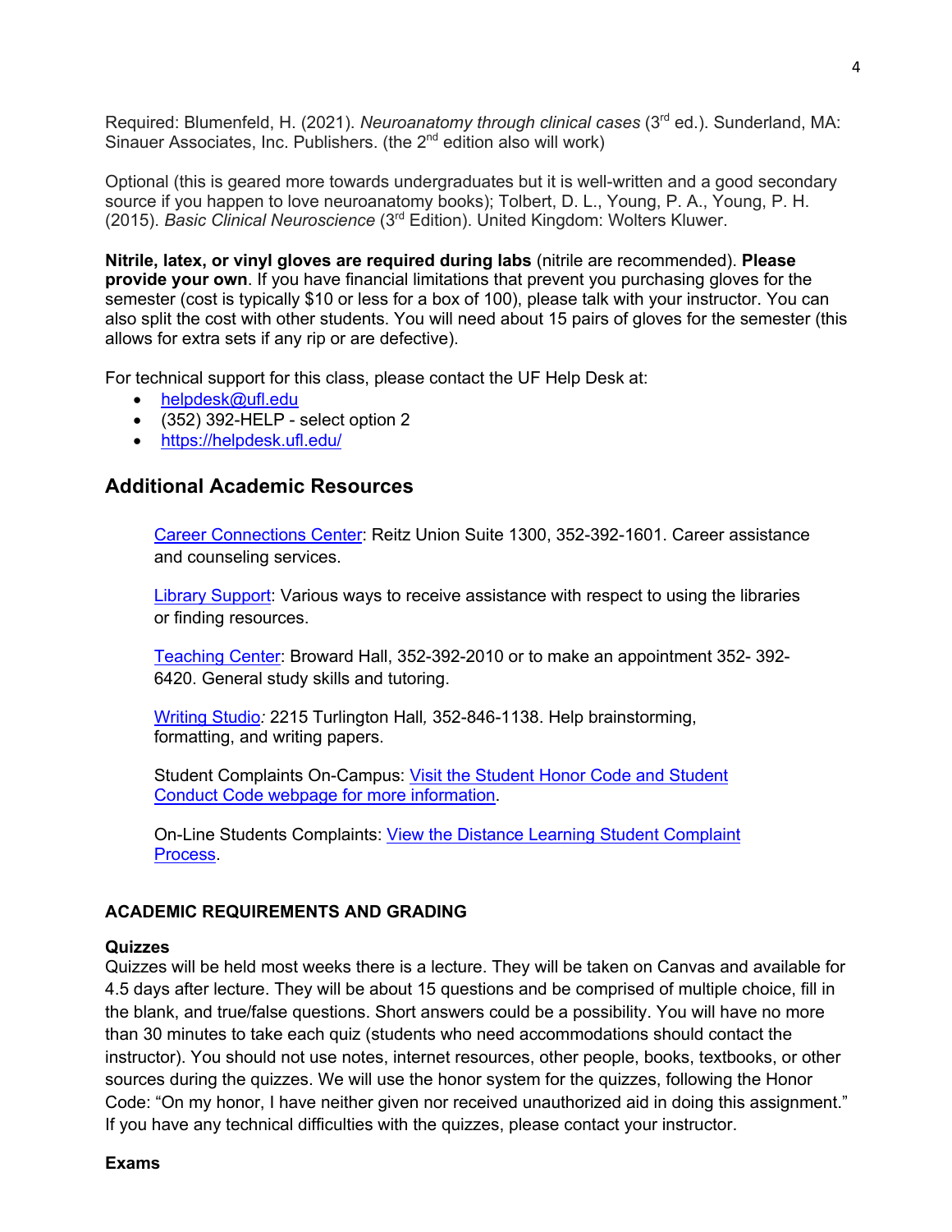Required: Blumenfeld, H. (2021). *Neuroanatomy through clinical cases* (3rd ed.). Sunderland, MA: Sinauer Associates, Inc. Publishers. (the 2nd edition also will work)

Optional (this is geared more towards undergraduates but it is well-written and a good secondary source if you happen to love neuroanatomy books); Tolbert, D. L., Young, P. A., Young, P. H. (2015). *Basic Clinical Neuroscience* (3rd Edition). United Kingdom: Wolters Kluwer.

**Nitrile, latex, or vinyl gloves are required during labs** (nitrile are recommended). **Please provide your own**. If you have financial limitations that prevent you purchasing gloves for the semester (cost is typically $10 or less for a box of 100), please talk with your instructor. You can also split the cost with other students. You will need about 15 pairs of gloves for the semester (this allows for extra sets if any rip or are defective).

For technical support for this class, please contact the UF Help Desk at:

- helpdesk@ufl.edu
- (352) 392-HELP - select option 2
- https://helpdesk.ufl.edu/

## Additional Academic Resources

Career Connections Center: Reitz Union Suite 1300, 352-392-1601. Career assistance and counseling services.

Library Support: Various ways to receive assistance with respect to using the libraries or finding resources.

Teaching Center: Broward Hall, 352-392-2010 or to make an appointment 352- 392-6420. General study skills and tutoring.

Writing Studio*:* 2215 Turlington Hall*,* 352-846-1138. Help brainstorming, formatting, and writing papers.

Student Complaints On-Campus: Visit the Student Honor Code and Student Conduct Code webpage for more information.

On-Line Students Complaints: View the Distance Learning Student Complaint Process.

### ACADEMIC REQUIREMENTS AND GRADING

**Quizzes**

Quizzes will be held most weeks there is a lecture. They will be taken on Canvas and available for 4.5 days after lecture. They will be about 15 questions and be comprised of multiple choice, fill in the blank, and true/false questions. Short answers could be a possibility. You will have no more than 30 minutes to take each quiz (students who need accommodations should contact the instructor). You should not use notes, internet resources, other people, books, textbooks, or other sources during the quizzes. We will use the honor system for the quizzes, following the Honor Code: "On my honor, I have neither given nor received unauthorized aid in doing this assignment." If you have any technical difficulties with the quizzes, please contact your instructor.

**Exams**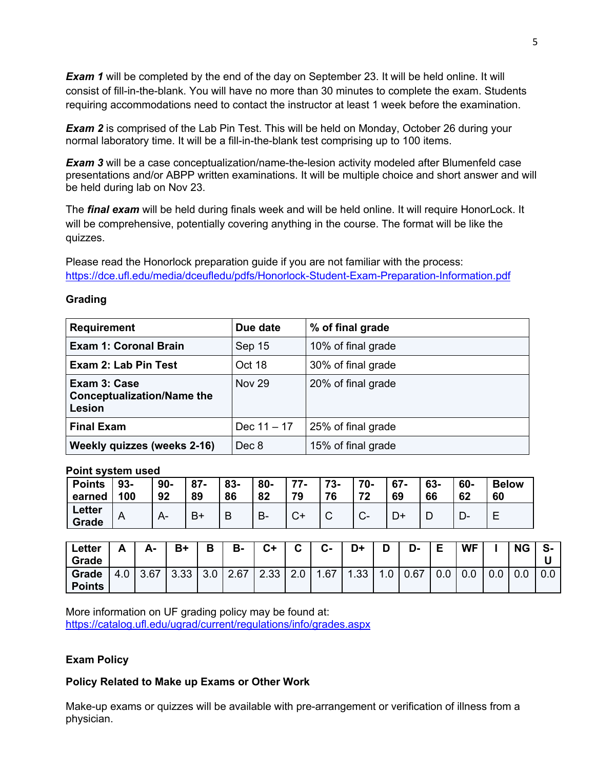***Exam 1*** will be completed by the end of the day on September 23. It will be held online. It will consist of fill-in-the-blank. You will have no more than 30 minutes to complete the exam. Students requiring accommodations need to contact the instructor at least 1 week before the examination.

***Exam 2*** is comprised of the Lab Pin Test. This will be held on Monday, October 26 during your normal laboratory time. It will be a fill-in-the-blank test comprising up to 100 items.

***Exam 3*** will be a case conceptualization/name-the-lesion activity modeled after Blumenfeld case presentations and/or ABPP written examinations. It will be multiple choice and short answer and will be held during lab on Nov 23.

The ***final exam*** will be held during finals week and will be held online. It will require HonorLock. It will be comprehensive, potentially covering anything in the course. The format will be like the quizzes.

Please read the Honorlock preparation guide if you are not familiar with the process: https://dce.ufl.edu/media/dceufledu/pdfs/Honorlock-Student-Exam-Preparation-Information.pdf

**Grading**

| Requirement | Due date | % of final grade |
|---|---|---|
| **Exam 1: Coronal Brain** | Sep 15 | 10% of final grade |
| **Exam 2: Lab Pin Test** | Oct 18 | 30% of final grade |
| **Exam 3: Case Conceptualization/Name the Lesion** | Nov 29 | 20% of final grade |
| **Final Exam** | Dec 11 – 17 | 25% of final grade |
| **Weekly quizzes (weeks 2-16)** | Dec 8 | 15% of final grade |

**Point system used**

| **Points earned** | **93-100** | **90-92** | **87-89** | **83-86** | **80-82** | **77-79** | **73-76** | **70-72** | **67-69** | **63-66** | **60-62** | **Below 60** |
|---|---|---|---|---|---|---|---|---|---|---|---|---|
| **Letter Grade** | A | A- | B+ | B | B- | C+ | C | C- | D+ | D | D- | E |

| **Letter Grade** | **A** | **A-** | **B+** | **B** | **B-** | **C+** | **C** | **C-** | **D+** | **D** | **D-** | **E** | **WF** | **I** | **NG** | **S-U** |
|---|---|---|---|---|---|---|---|---|---|---|---|---|---|---|---|---|
| **Grade Points** | 4.0 | 3.67 | 3.33 | 3.0 | 2.67 | 2.33 | 2.0 | 1.67 | 1.33 | 1.0 | 0.67 | 0.0 | 0.0 | 0.0 | 0.0 | 0.0 |

More information on UF grading policy may be found at: https://catalog.ufl.edu/ugrad/current/regulations/info/grades.aspx

**Exam Policy**

**Policy Related to Make up Exams or Other Work**

Make-up exams or quizzes will be available with pre-arrangement or verification of illness from a physician.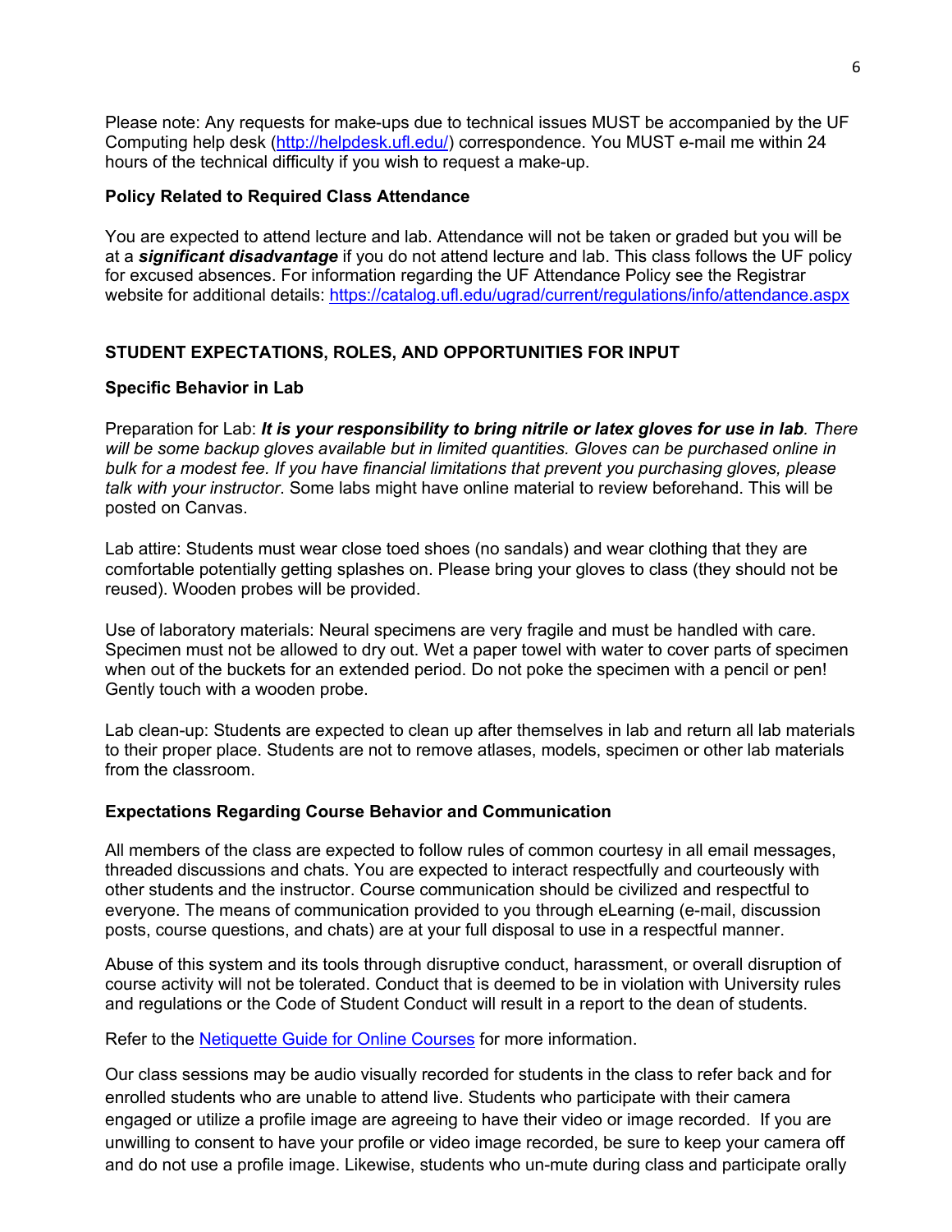Please note: Any requests for make-ups due to technical issues MUST be accompanied by the UF Computing help desk ([http://helpdesk.ufl.edu/](http://helpdesk.ufl.edu/)) correspondence. You MUST e-mail me within 24 hours of the technical difficulty if you wish to request a make-up.

**Policy Related to Required Class Attendance**

You are expected to attend lecture and lab. Attendance will not be taken or graded but you will be at a ***significant disadvantage*** if you do not attend lecture and lab. This class follows the UF policy for excused absences. For information regarding the UF Attendance Policy see the Registrar website for additional details: [https://catalog.ufl.edu/ugrad/current/regulations/info/attendance.aspx](https://catalog.ufl.edu/ugrad/current/regulations/info/attendance.aspx)

## STUDENT EXPECTATIONS, ROLES, AND OPPORTUNITIES FOR INPUT

### Specific Behavior in Lab

Preparation for Lab: ***It is your responsibility to bring nitrile or latex gloves for use in lab**. There will be some backup gloves available but in limited quantities. Gloves can be purchased online in bulk for a modest fee. If you have financial limitations that prevent you purchasing gloves, please talk with your instructor*. Some labs might have online material to review beforehand. This will be posted on Canvas.

Lab attire: Students must wear close toed shoes (no sandals) and wear clothing that they are comfortable potentially getting splashes on. Please bring your gloves to class (they should not be reused). Wooden probes will be provided.

Use of laboratory materials: Neural specimens are very fragile and must be handled with care. Specimen must not be allowed to dry out. Wet a paper towel with water to cover parts of specimen when out of the buckets for an extended period. Do not poke the specimen with a pencil or pen! Gently touch with a wooden probe.

Lab clean-up: Students are expected to clean up after themselves in lab and return all lab materials to their proper place. Students are not to remove atlases, models, specimen or other lab materials from the classroom.

### Expectations Regarding Course Behavior and Communication

All members of the class are expected to follow rules of common courtesy in all email messages, threaded discussions and chats. You are expected to interact respectfully and courteously with other students and the instructor. Course communication should be civilized and respectful to everyone. The means of communication provided to you through eLearning (e-mail, discussion posts, course questions, and chats) are at your full disposal to use in a respectful manner.

Abuse of this system and its tools through disruptive conduct, harassment, or overall disruption of course activity will not be tolerated. Conduct that is deemed to be in violation with University rules and regulations or the Code of Student Conduct will result in a report to the dean of students.

Refer to the Netiquette Guide for Online Courses for more information.

Our class sessions may be audio visually recorded for students in the class to refer back and for enrolled students who are unable to attend live. Students who participate with their camera engaged or utilize a profile image are agreeing to have their video or image recorded. If you are unwilling to consent to have your profile or video image recorded, be sure to keep your camera off and do not use a profile image. Likewise, students who un-mute during class and participate orally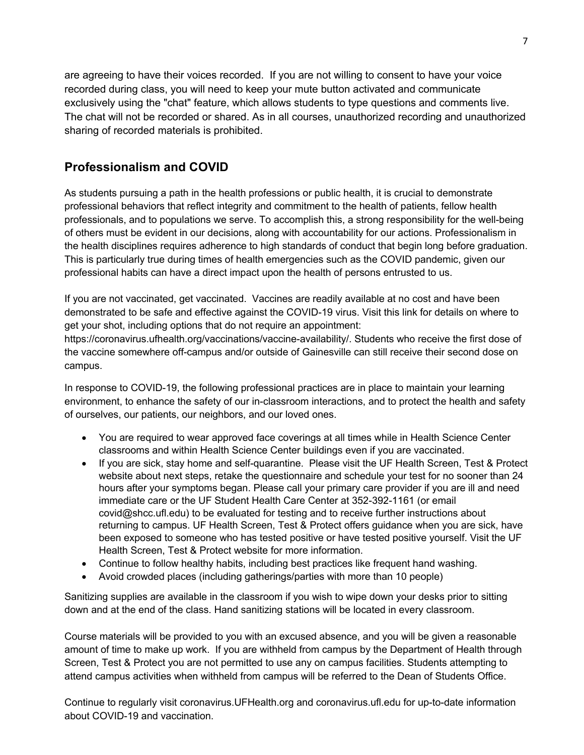are agreeing to have their voices recorded. If you are not willing to consent to have your voice recorded during class, you will need to keep your mute button activated and communicate exclusively using the "chat" feature, which allows students to type questions and comments live. The chat will not be recorded or shared. As in all courses, unauthorized recording and unauthorized sharing of recorded materials is prohibited.

## Professionalism and COVID

As students pursuing a path in the health professions or public health, it is crucial to demonstrate professional behaviors that reflect integrity and commitment to the health of patients, fellow health professionals, and to populations we serve. To accomplish this, a strong responsibility for the well-being of others must be evident in our decisions, along with accountability for our actions. Professionalism in the health disciplines requires adherence to high standards of conduct that begin long before graduation. This is particularly true during times of health emergencies such as the COVID pandemic, given our professional habits can have a direct impact upon the health of persons entrusted to us.

If you are not vaccinated, get vaccinated. Vaccines are readily available at no cost and have been demonstrated to be safe and effective against the COVID-19 virus. Visit this link for details on where to get your shot, including options that do not require an appointment: https://coronavirus.ufhealth.org/vaccinations/vaccine-availability/. Students who receive the first dose of the vaccine somewhere off-campus and/or outside of Gainesville can still receive their second dose on campus.

In response to COVID-19, the following professional practices are in place to maintain your learning environment, to enhance the safety of our in-classroom interactions, and to protect the health and safety of ourselves, our patients, our neighbors, and our loved ones.

- You are required to wear approved face coverings at all times while in Health Science Center classrooms and within Health Science Center buildings even if you are vaccinated.
- If you are sick, stay home and self-quarantine. Please visit the UF Health Screen, Test & Protect website about next steps, retake the questionnaire and schedule your test for no sooner than 24 hours after your symptoms began. Please call your primary care provider if you are ill and need immediate care or the UF Student Health Care Center at 352-392-1161 (or email covid@shcc.ufl.edu) to be evaluated for testing and to receive further instructions about returning to campus. UF Health Screen, Test & Protect offers guidance when you are sick, have been exposed to someone who has tested positive or have tested positive yourself. Visit the UF Health Screen, Test & Protect website for more information.
- Continue to follow healthy habits, including best practices like frequent hand washing.
- Avoid crowded places (including gatherings/parties with more than 10 people)

Sanitizing supplies are available in the classroom if you wish to wipe down your desks prior to sitting down and at the end of the class. Hand sanitizing stations will be located in every classroom.

Course materials will be provided to you with an excused absence, and you will be given a reasonable amount of time to make up work. If you are withheld from campus by the Department of Health through Screen, Test & Protect you are not permitted to use any on campus facilities. Students attempting to attend campus activities when withheld from campus will be referred to the Dean of Students Office.

Continue to regularly visit coronavirus.UFHealth.org and coronavirus.ufl.edu for up-to-date information about COVID-19 and vaccination.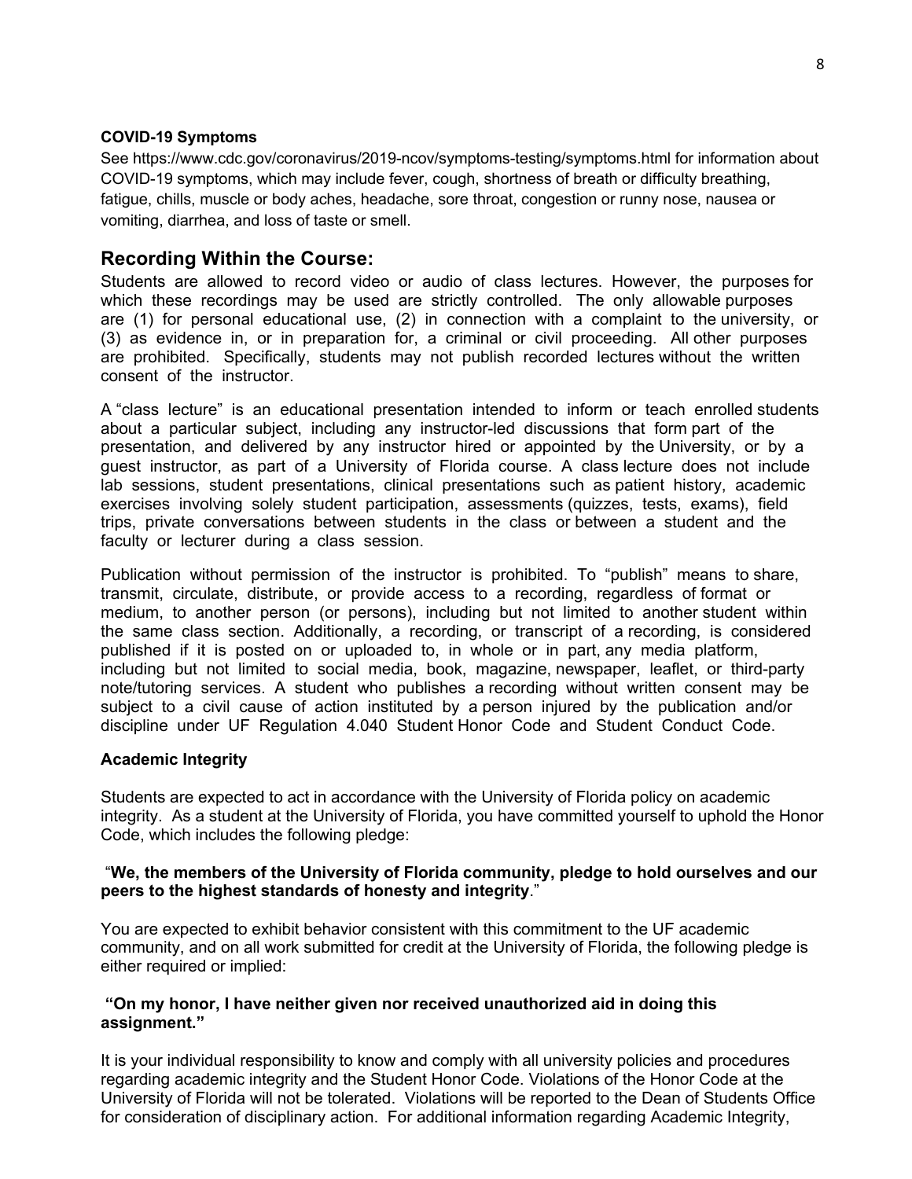**COVID-19 Symptoms**

See https://www.cdc.gov/coronavirus/2019-ncov/symptoms-testing/symptoms.html for information about COVID-19 symptoms, which may include fever, cough, shortness of breath or difficulty breathing, fatigue, chills, muscle or body aches, headache, sore throat, congestion or runny nose, nausea or vomiting, diarrhea, and loss of taste or smell.

## Recording Within the Course:

Students are allowed to record video or audio of class lectures. However, the purposes for which these recordings may be used are strictly controlled. The only allowable purposes are (1) for personal educational use, (2) in connection with a complaint to the university, or (3) as evidence in, or in preparation for, a criminal or civil proceeding. All other purposes are prohibited. Specifically, students may not publish recorded lectures without the written consent of the instructor.

A "class lecture" is an educational presentation intended to inform or teach enrolled students about a particular subject, including any instructor-led discussions that form part of the presentation, and delivered by any instructor hired or appointed by the University, or by a guest instructor, as part of a University of Florida course. A class lecture does not include lab sessions, student presentations, clinical presentations such as patient history, academic exercises involving solely student participation, assessments (quizzes, tests, exams), field trips, private conversations between students in the class or between a student and the faculty or lecturer during a class session.

Publication without permission of the instructor is prohibited. To "publish" means to share, transmit, circulate, distribute, or provide access to a recording, regardless of format or medium, to another person (or persons), including but not limited to another student within the same class section. Additionally, a recording, or transcript of a recording, is considered published if it is posted on or uploaded to, in whole or in part, any media platform, including but not limited to social media, book, magazine, newspaper, leaflet, or third-party note/tutoring services. A student who publishes a recording without written consent may be subject to a civil cause of action instituted by a person injured by the publication and/or discipline under UF Regulation 4.040 Student Honor Code and Student Conduct Code.

**Academic Integrity**

Students are expected to act in accordance with the University of Florida policy on academic integrity. As a student at the University of Florida, you have committed yourself to uphold the Honor Code, which includes the following pledge:

"**We, the members of the University of Florida community, pledge to hold ourselves and our peers to the highest standards of honesty and integrity**."

You are expected to exhibit behavior consistent with this commitment to the UF academic community, and on all work submitted for credit at the University of Florida, the following pledge is either required or implied:

**"On my honor, I have neither given nor received unauthorized aid in doing this assignment."**

It is your individual responsibility to know and comply with all university policies and procedures regarding academic integrity and the Student Honor Code. Violations of the Honor Code at the University of Florida will not be tolerated. Violations will be reported to the Dean of Students Office for consideration of disciplinary action. For additional information regarding Academic Integrity,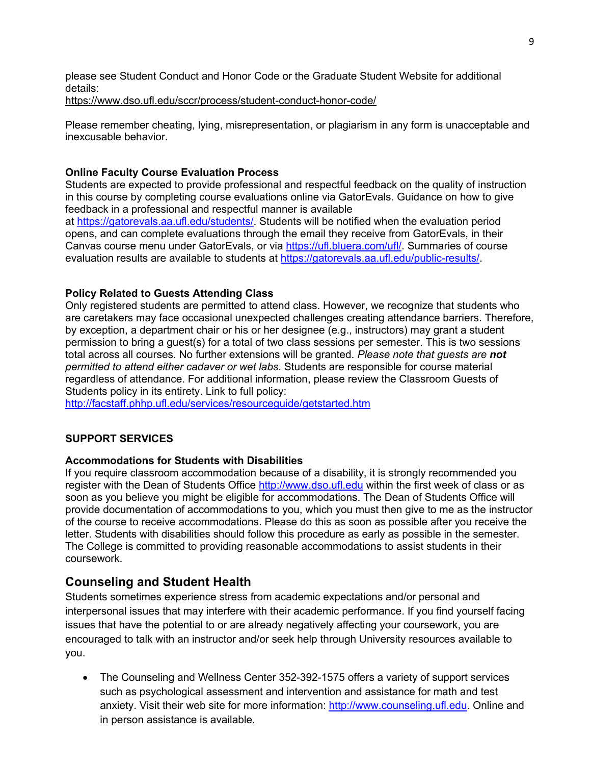please see Student Conduct and Honor Code or the Graduate Student Website for additional details:
https://www.dso.ufl.edu/sccr/process/student-conduct-honor-code/

Please remember cheating, lying, misrepresentation, or plagiarism in any form is unacceptable and inexcusable behavior.

### Online Faculty Course Evaluation Process

Students are expected to provide professional and respectful feedback on the quality of instruction in this course by completing course evaluations online via GatorEvals. Guidance on how to give feedback in a professional and respectful manner is available at https://gatorevals.aa.ufl.edu/students/. Students will be notified when the evaluation period opens, and can complete evaluations through the email they receive from GatorEvals, in their Canvas course menu under GatorEvals, or via https://ufl.bluera.com/ufl/. Summaries of course evaluation results are available to students at https://gatorevals.aa.ufl.edu/public-results/.

### Policy Related to Guests Attending Class

Only registered students are permitted to attend class. However, we recognize that students who are caretakers may face occasional unexpected challenges creating attendance barriers. Therefore, by exception, a department chair or his or her designee (e.g., instructors) may grant a student permission to bring a guest(s) for a total of two class sessions per semester. This is two sessions total across all courses. No further extensions will be granted. *Please note that guests are **not** permitted to attend either cadaver or wet labs*. Students are responsible for course material regardless of attendance. For additional information, please review the Classroom Guests of Students policy in its entirety. Link to full policy:
http://facstaff.phhp.ufl.edu/services/resourceguide/getstarted.htm

## SUPPORT SERVICES

### Accommodations for Students with Disabilities

If you require classroom accommodation because of a disability, it is strongly recommended you register with the Dean of Students Office http://www.dso.ufl.edu within the first week of class or as soon as you believe you might be eligible for accommodations. The Dean of Students Office will provide documentation of accommodations to you, which you must then give to me as the instructor of the course to receive accommodations. Please do this as soon as possible after you receive the letter. Students with disabilities should follow this procedure as early as possible in the semester. The College is committed to providing reasonable accommodations to assist students in their coursework.

## Counseling and Student Health

Students sometimes experience stress from academic expectations and/or personal and interpersonal issues that may interfere with their academic performance. If you find yourself facing issues that have the potential to or are already negatively affecting your coursework, you are encouraged to talk with an instructor and/or seek help through University resources available to you.

- The Counseling and Wellness Center 352-392-1575 offers a variety of support services such as psychological assessment and intervention and assistance for math and test anxiety. Visit their web site for more information: http://www.counseling.ufl.edu. Online and in person assistance is available.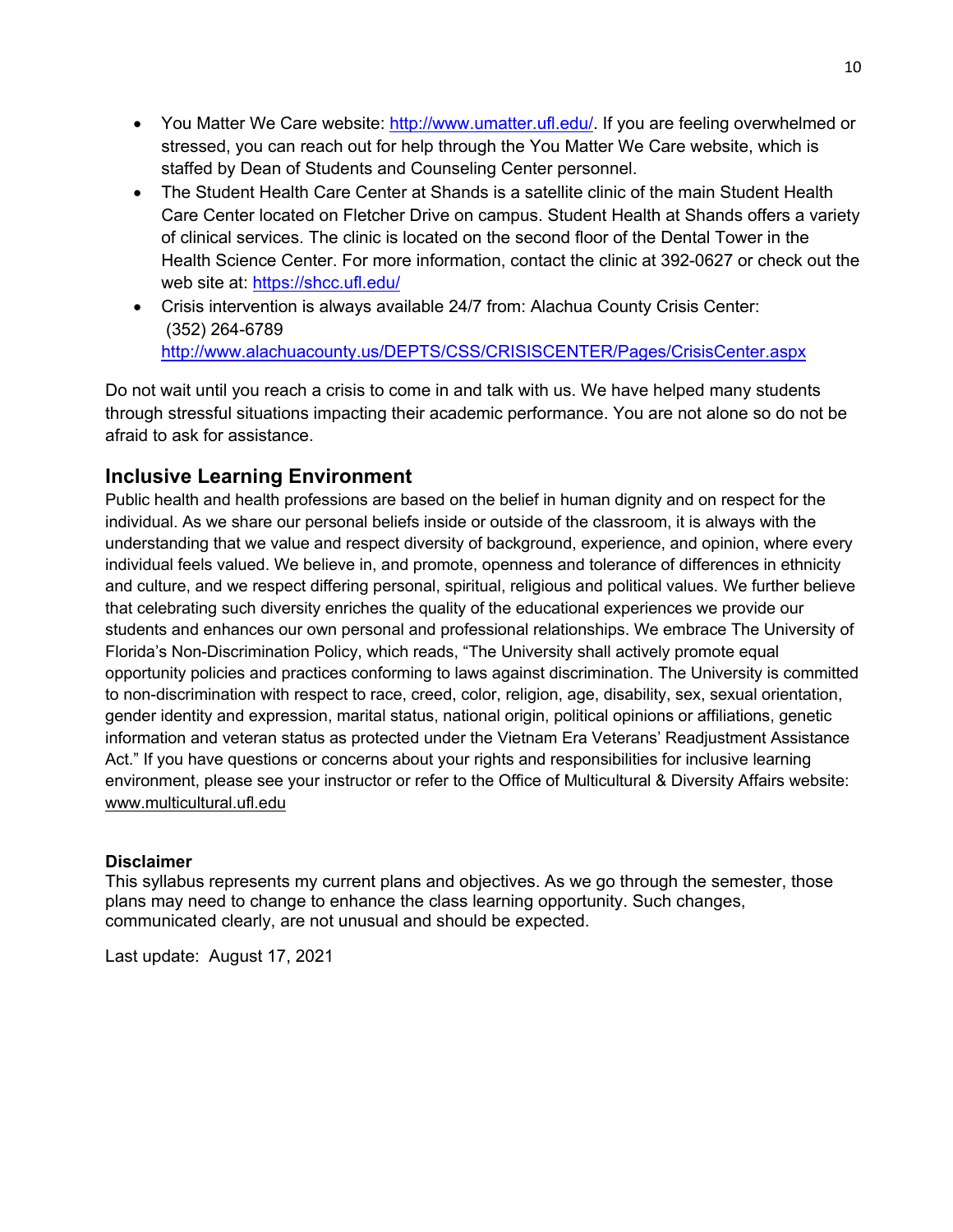- You Matter We Care website: http://www.umatter.ufl.edu/. If you are feeling overwhelmed or stressed, you can reach out for help through the You Matter We Care website, which is staffed by Dean of Students and Counseling Center personnel.
- The Student Health Care Center at Shands is a satellite clinic of the main Student Health Care Center located on Fletcher Drive on campus. Student Health at Shands offers a variety of clinical services. The clinic is located on the second floor of the Dental Tower in the Health Science Center. For more information, contact the clinic at 392-0627 or check out the web site at: https://shcc.ufl.edu/
- Crisis intervention is always available 24/7 from: Alachua County Crisis Center: (352) 264-6789 http://www.alachuacounty.us/DEPTS/CSS/CRISISCENTER/Pages/CrisisCenter.aspx

Do not wait until you reach a crisis to come in and talk with us. We have helped many students through stressful situations impacting their academic performance. You are not alone so do not be afraid to ask for assistance.

## Inclusive Learning Environment

Public health and health professions are based on the belief in human dignity and on respect for the individual. As we share our personal beliefs inside or outside of the classroom, it is always with the understanding that we value and respect diversity of background, experience, and opinion, where every individual feels valued. We believe in, and promote, openness and tolerance of differences in ethnicity and culture, and we respect differing personal, spiritual, religious and political values. We further believe that celebrating such diversity enriches the quality of the educational experiences we provide our students and enhances our own personal and professional relationships. We embrace The University of Florida's Non-Discrimination Policy, which reads, "The University shall actively promote equal opportunity policies and practices conforming to laws against discrimination. The University is committed to non-discrimination with respect to race, creed, color, religion, age, disability, sex, sexual orientation, gender identity and expression, marital status, national origin, political opinions or affiliations, genetic information and veteran status as protected under the Vietnam Era Veterans' Readjustment Assistance Act." If you have questions or concerns about your rights and responsibilities for inclusive learning environment, please see your instructor or refer to the Office of Multicultural & Diversity Affairs website: www.multicultural.ufl.edu

**Disclaimer**

This syllabus represents my current plans and objectives. As we go through the semester, those plans may need to change to enhance the class learning opportunity. Such changes, communicated clearly, are not unusual and should be expected.

Last update: August 17, 2021